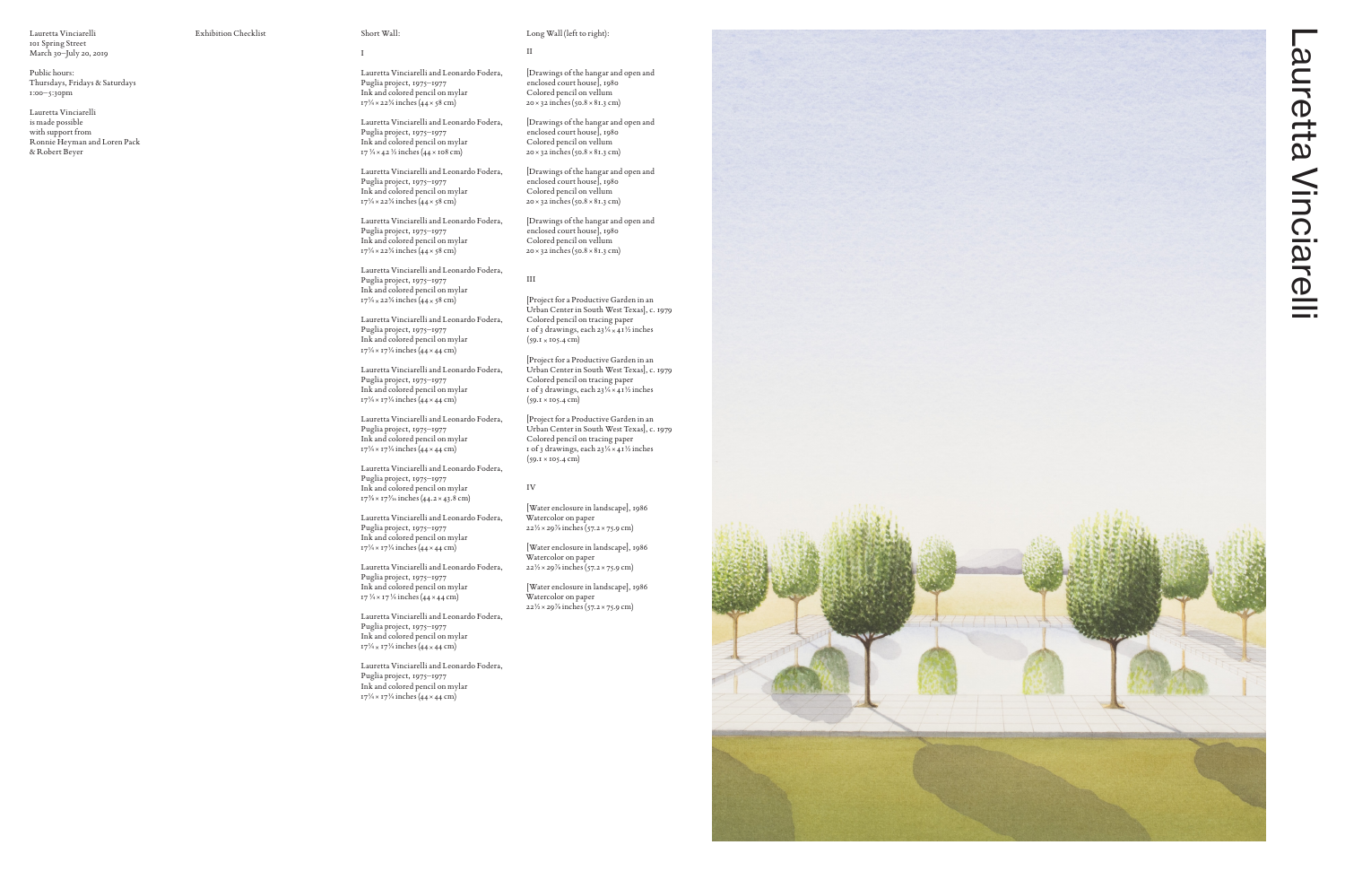Lauretta Vinciarelli
101 Spring Street
March 30–July 20, 2019

Public hours:
Thursdays, Fridays & Saturdays
1:00–5:30pm

Lauretta Vinciarelli
is made possible
with support from
Ronnie Heyman and Loren Pack
& Robert Beyer

Exhibition Checklist

Short Wall:

I

Lauretta Vinciarelli and Leonardo Fodera,
Puglia project, 1975–1977
Ink and colored pencil on mylar
17¼ × 22⅞ inches (44 × 58 cm)

Lauretta Vinciarelli and Leonardo Fodera,
Puglia project, 1975–1977
Ink and colored pencil on mylar
17 ¼ × 42 ½ inches (44 × 108 cm)

Lauretta Vinciarelli and Leonardo Fodera,
Puglia project, 1975–1977
Ink and colored pencil on mylar
17¼ × 22⅞ inches (44 × 58 cm)

Lauretta Vinciarelli and Leonardo Fodera,
Puglia project, 1975–1977
Ink and colored pencil on mylar
17¼ × 22⅞ inches (44 × 58 cm)

Lauretta Vinciarelli and Leonardo Fodera,
Puglia project, 1975–1977
Ink and colored pencil on mylar
17¼ x 22⅞ inches (44 x 58 cm)

Lauretta Vinciarelli and Leonardo Fodera,
Puglia project, 1975–1977
Ink and colored pencil on mylar
17¼ × 17¼ inches (44 × 44 cm)

Lauretta Vinciarelli and Leonardo Fodera,
Puglia project, 1975–1977
Ink and colored pencil on mylar
17¼ × 17¼ inches (44 × 44 cm)

Lauretta Vinciarelli and Leonardo Fodera,
Puglia project, 1975–1977
Ink and colored pencil on mylar
17¼ × 17¼ inches (44 × 44 cm)

Lauretta Vinciarelli and Leonardo Fodera,
Puglia project, 1975–1977
Ink and colored pencil on mylar
17⅜ × 17¼₆ inches (44.2 × 43.8 cm)

Lauretta Vinciarelli and Leonardo Fodera,
Puglia project, 1975–1977
Ink and colored pencil on mylar
17¼ × 17¼ inches (44 × 44 cm)

Lauretta Vinciarelli and Leonardo Fodera,
Puglia project, 1975–1977
Ink and colored pencil on mylar
17 ¼ × 17 ¼ inches (44 × 44 cm)

Lauretta Vinciarelli and Leonardo Fodera,
Puglia project, 1975–1977
Ink and colored pencil on mylar
17¼ x 17¼ inches (44 x 44 cm)

Lauretta Vinciarelli and Leonardo Fodera,
Puglia project, 1975–1977
Ink and colored pencil on mylar
17¼ × 17¼ inches (44 × 44 cm)

Long Wall (left to right):

II

[Drawings of the hangar and open and enclosed court house], 1980
Colored pencil on vellum
20 × 32 inches (50.8 × 81.3 cm)

[Drawings of the hangar and open and enclosed court house], 1980
Colored pencil on vellum
20 × 32 inches (50.8 × 81.3 cm)

[Drawings of the hangar and open and enclosed court house], 1980
Colored pencil on vellum
20 × 32 inches (50.8 × 81.3 cm)

[Drawings of the hangar and open and enclosed court house], 1980
Colored pencil on vellum
20 × 32 inches (50.8 × 81.3 cm)

III

[Project for a Productive Garden in an Urban Center in South West Texas], c. 1979
Colored pencil on tracing paper
1 of 3 drawings, each 23¼ × 41½ inches
(59.1 x 105.4 cm)

[Project for a Productive Garden in an Urban Center in South West Texas], c. 1979
Colored pencil on tracing paper
1 of 3 drawings, each 23¼ × 41½ inches
(59.1 × 105.4 cm)

[Project for a Productive Garden in an Urban Center in South West Texas], c. 1979
Colored pencil on tracing paper
1 of 3 drawings, each 23¼ × 41½ inches
(59.1 × 105.4 cm)

IV

[Water enclosure in landscape], 1986
Watercolor on paper
22½ × 29⅞ inches (57.2 × 75.9 cm)

[Water enclosure in landscape], 1986
Watercolor on paper
22½ × 29⅞ inches (57.2 × 75.9 cm)

[Water enclosure in landscape], 1986
Watercolor on paper
22½ × 29⅞ inches (57.2 × 75.9 cm)

# Lauretta Vinciarelli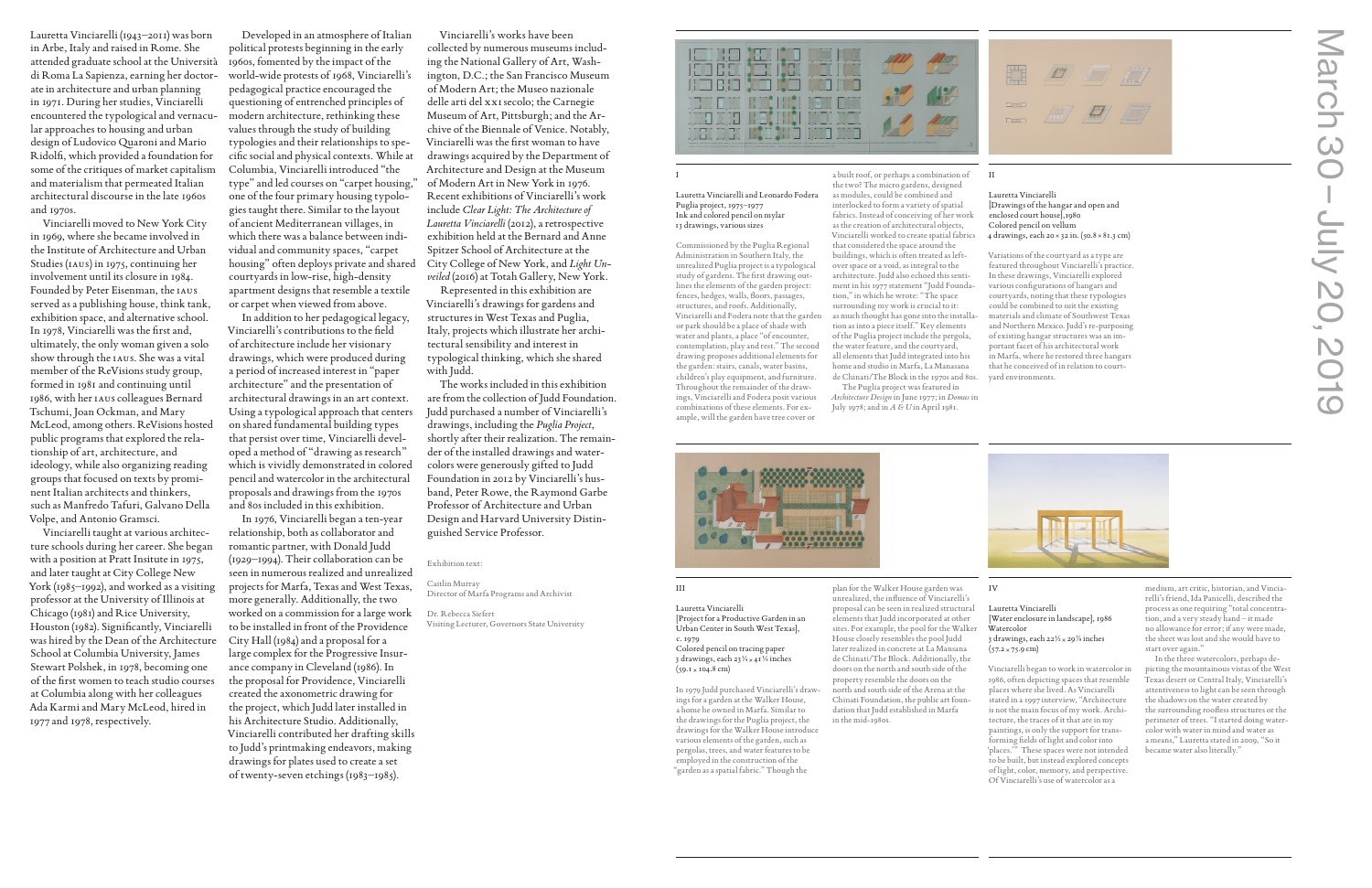# March 30 – July 20, 2019

Lauretta Vinciarelli (1943–2011) was born in Arbe, Italy and raised in Rome. She attended graduate school at the Università di Roma La Sapienza, earning her doctorate in architecture and urban planning in 1971. During her studies, Vinciarelli encountered the typological and vernacular approaches to housing and urban design of Ludovico Quaroni and Mario Ridolfi, which provided a foundation for some of the critiques of market capitalism and materialism that permeated Italian architectural discourse in the late 1960s and 1970s.

Vinciarelli moved to New York City in 1969, where she became involved in the Institute of Architecture and Urban Studies (IAUS) in 1975, continuing her involvement until its closure in 1984. Founded by Peter Eisenman, the IAUS served as a publishing house, think tank, exhibition space, and alternative school. In 1978, Vinciarelli was the first, and, ultimately, the only woman given a solo show through the IAUS. She was a vital member of the ReVisions study group, formed in 1981 and continuing until 1986, with her IAUS colleagues Bernard Tschumi, Joan Ockman, and Mary McLeod, among others. ReVisions hosted public programs that explored the relationship of art, architecture, and ideology, while also organizing reading groups that focused on texts by prominent Italian architects and thinkers, such as Manfredo Tafuri, Galvano Della Volpe, and Antonio Gramsci.

Vinciarelli taught at various architecture schools during her career. She began with a position at Pratt Insitute in 1975, and later taught at City College New York (1985–1992), and worked as a visiting professor at the University of Illinois at Chicago (1981) and Rice University, Houston (1982). Significantly, Vinciarelli was hired by the Dean of the Architecture School at Columbia University, James Stewart Polshek, in 1978, becoming one of the first women to teach studio courses at Columbia along with her colleagues Ada Karmi and Mary McLeod, hired in 1977 and 1978, respectively.

Developed in an atmosphere of Italian political protests beginning in the early 1960s, fomented by the impact of the world-wide protests of 1968, Vinciarelli's pedagogical practice encouraged the questioning of entrenched principles of modern architecture, rethinking these values through the study of building typologies and their relationships to specific social and physical contexts. While at Columbia, Vinciarelli introduced "the type" and led courses on "carpet housing," one of the four primary housing typologies taught there. Similar to the layout of ancient Mediterranean villages, in which there was a balance between individual and community spaces, "carpet housing" often deploys private and shared courtyards in low-rise, high-density apartment designs that resemble a textile or carpet when viewed from above.

In addition to her pedagogical legacy, Vinciarelli's contributions to the field of architecture include her visionary drawings, which were produced during a period of increased interest in "paper architecture" and the presentation of architectural drawings in an art context. Using a typological approach that centers on shared fundamental building types that persist over time, Vinciarelli developed a method of "drawing as research" which is vividly demonstrated in the colored pencil and watercolor in the architectural proposals and drawings from the 1970s and 80s included in this exhibition.

In 1976, Vinciarelli began a ten-year relationship, both as collaborator and romantic partner, with Donald Judd (1929–1994). Their collaboration can be seen in numerous realized and unrealized projects for Marfa, Texas and West Texas, more generally. Additionally, the two worked on a commission for a large work to be installed in front of the Providence City Hall (1984) and a proposal for a large complex for the Progressive Insurance company in Cleveland (1986). In the proposal for Providence, Vinciarelli created the axonometric drawing for the project, which Judd later installed in his Architecture Studio. Additionally, Vinciarelli contributed her drafting skills to Judd's printmaking endeavors, making drawings for plates used to create a set of twenty-seven etchings (1983–1985).

Vinciarelli's works have been collected by numerous museums including the National Gallery of Art, Washington, D.C.; the San Francisco Museum of Modern Art; the Museo nazionale delle arti del XXI secolo; the Carnegie Museum of Art, Pittsburgh; and the Archive of the Biennale of Venice. Notably, Vinciarelli was the first woman to have drawings acquired by the Department of Architecture and Design at the Museum of Modern Art in New York in 1976. Recent exhibitions of Vinciarelli's work include *Clear Light: The Architecture of Lauretta Vinciarelli* (2012), a retrospective exhibition held at the Bernard and Anne Spitzer School of Architecture at the City College of New York, and *Light Unveiled* (2016) at Totah Gallery, New York.

Represented in this exhibition are Vinciarelli's drawings for gardens and structures in West Texas and Puglia, Italy, projects which illustrate her architectural sensibility and interest in typological thinking, which she shared with Judd.

The works included in this exhibition are from the collection of Judd Foundation. Judd purchased a number of Vinciarelli's drawings, including the *Puglia Project*, shortly after their realization. The remainder of the installed drawings and watercolors were generously gifted to Judd Foundation in 2012 by Vinciarelli's husband, Peter Rowe, the Raymond Garbe Professor of Architecture and Urban Design and Harvard University Distinguished Service Professor.

Exhibition text:

Caitlin Murray
Director of Marfa Programs and Archivist

Dr. Rebecca Siefert
Visiting Lecturer, Governors State University

I

Lauretta Vinciarelli and Leonardo Fodera
Puglia project, 1975–1977
Ink and colored pencil on mylar
13 drawings, various sizes

Commissioned by the Puglia Regional Administration in Southern Italy, the unrealized Puglia project is a typological study of gardens. The first drawing outlines the elements of the garden project: fences, hedges, walls, floors, passages, structures, and roofs. Additionally, Vinciarelli and Fodera note that the garden or park should be a place of shade with water and plants, a place "of encounter, contemplation, play and rest." The second drawing proposes additional elements for the garden: stairs, canals, water basins, children's play equipment, and furniture. Throughout the remainder of the drawings, Vinciarelli and Fodera posit various combinations of these elements. For example, will the garden have tree cover or a built roof, or perhaps a combination of the two? The micro gardens, designed as modules, could be combined and interlocked to form a variety of spatial fabrics. Instead of conceiving of her work as the creation of architectural objects, Vinciarelli worked to create spatial fabrics that considered the space around the buildings, which is often treated as leftover space or a void, as integral to the architecture. Judd also echoed this sentiment in his 1977 statement "Judd Foundation," in which he wrote: "The space surrounding my work is crucial to it: as much thought has gone into the installation as into a piece itself." Key elements of the Puglia project include the pergola, the water feature, and the courtyard, all elements that Judd integrated into his home and studio in Marfa, La Mansana de Chinati/The Block in the 1970s and 80s.

The Puglia project was featured in *Architecture Design* in June 1977; in *Domus* in July 1978; and in *A & U* in April 1981.

II

Lauretta Vinciarelli
[Drawings of the hangar and open and enclosed court house], 1980
Colored pencil on vellum
4 drawings, each 20 × 32 in. (50.8 × 81.3 cm)

Variations of the courtyard as a type are featured throughout Vinciarelli's practice. In these drawings, Vinciarelli explored various configurations of hangars and courtyards, noting that these typologies could be combined to suit the existing materials and climate of Southwest Texas and Northern Mexico. Judd's re-purposing of existing hangar structures was an important facet of his architectural work in Marfa, where he restored three hangars that he conceived of in relation to courtyard environments.

III

Lauretta Vinciarelli
[Project for a Productive Garden in an Urban Center in South West Texas], c. 1979
Colored pencil on tracing paper
3 drawings, each 23¼ × 41¼ inches (59.1 × 104.8 cm)

In 1979 Judd purchased Vinciarelli's drawings for a garden at the Walker House, a home he owned in Marfa. Similar to the drawings for the Puglia project, the drawings for the Walker House introduce various elements of the garden, such as pergolas, trees, and water features to be employed in the construction of the "garden as a spatial fabric." Though the plan for the Walker House garden was unrealized, the influence of Vinciarelli's proposal can be seen in realized structural elements that Judd incorporated at other sites. For example, the pool for the Walker House closely resembles the pool Judd later realized in concrete at La Mansana de Chinati/The Block. Additionally, the doors on the north and south side of the property resemble the doors on the north and south side of the Arena at the Chinati Foundation, the public art foundation that Judd established in Marfa in the mid-1980s.

IV

Lauretta Vinciarelli
[Water enclosure in landscape], 1986
Watercolor
3 drawings, each 22½ × 29¾ inches (57.2 × 75.9 cm)

Vinciarelli began to work in watercolor in 1986, often depicting spaces that resemble places where she lived. As Vinciarelli stated in a 1997 interview, "Architecture is not the main focus of my work. Architecture, the traces of it that are in my paintings, is only the support for transforming fields of light and color into 'places.'" These spaces were not intended to be built, but instead explored concepts of light, color, memory, and perspective. Of Vinciarelli's use of watercolor as a medium, art critic, historian, and Vinciarelli's friend, Ida Panicelli, described the process as one requiring "total concentration, and a very steady hand—it made no allowance for error; if any were made, the sheet was lost and she would have to start over again."

In the three watercolors, perhaps depicting the mountainous vistas of the West Texas desert or Central Italy, Vinciarelli's attentiveness to light can be seen through the shadows on the water created by the surrounding roofless structures or the perimeter of trees. "I started doing watercolor with water in mind and water as a means," Lauretta stated in 2009, "So it became water also literally."